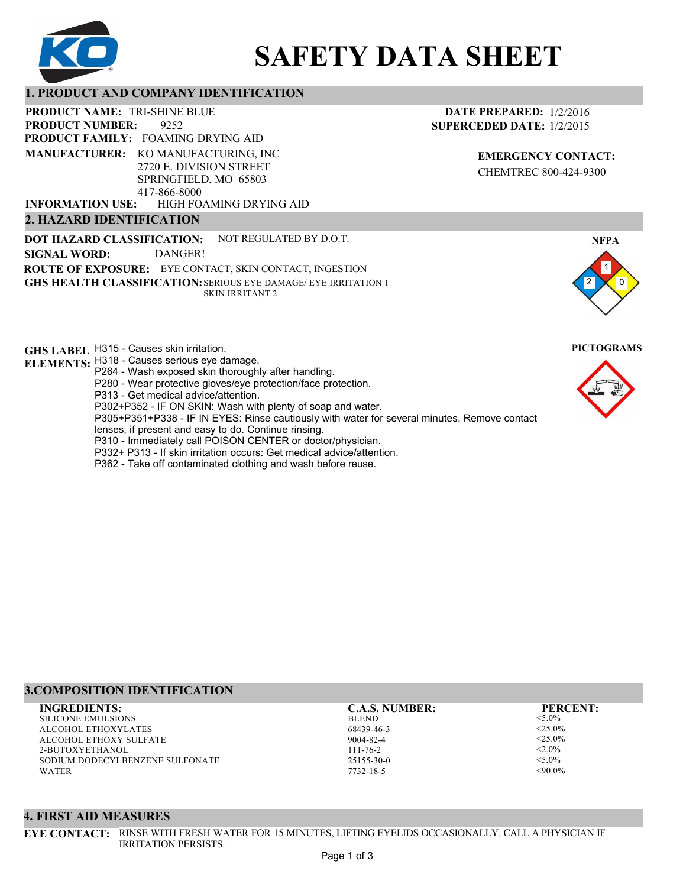# SAFETY DATA SHEET

## 1. PRODUCT AND COMPANY IDENTIFICATION

**PRODUCT NAME:** TRI-SHINE BLUE
**PRODUCT NUMBER:** 9252
**PRODUCT FAMILY:** FOAMING DRYING AID
**MANUFACTURER:** KO MANUFACTURING, INC
2720 E. DIVISION STREET
SPRINGFIELD, MO 65803
417-866-8000
**INFORMATION USE:** HIGH FOAMING DRYING AID

**DATE PREPARED:** 1/2/2016
**SUPERCEDED DATE:** 1/2/2015

**EMERGENCY CONTACT:**
CHEMTREC 800-424-9300

## 2. HAZARD IDENTIFICATION

**DOT HAZARD CLASSIFICATION:** NOT REGULATED BY D.O.T.
**SIGNAL WORD:** DANGER!
**ROUTE OF EXPOSURE:** EYE CONTACT, SKIN CONTACT, INGESTION
**GHS HEALTH CLASSIFICATION:** SERIOUS EYE DAMAGE/ EYE IRRITATION 1
SKIN IRRITANT 2

**NFPA**
Health: 2 | Flammability: 1 | Reactivity: 0

**GHS LABEL ELEMENTS:**
H315 - Causes skin irritation.
H318 - Causes serious eye damage.
P264 - Wash exposed skin thoroughly after handling.
P280 - Wear protective gloves/eye protection/face protection.
P313 - Get medical advice/attention.
P302+P352 - IF ON SKIN: Wash with plenty of soap and water.
P305+P351+P338 - IF IN EYES: Rinse cautiously with water for several minutes. Remove contact lenses, if present and easy to do. Continue rinsing.
P310 - Immediately call POISON CENTER or doctor/physician.
P332+ P313 - If skin irritation occurs: Get medical advice/attention.
P362 - Take off contaminated clothing and wash before reuse.

**PICTOGRAMS**

## 3.COMPOSITION IDENTIFICATION

| INGREDIENTS: | C.A.S. NUMBER: | PERCENT: |
|---|---|---|
| SILICONE EMULSIONS | BLEND | <5.0% |
| ALCOHOL ETHOXYLATES | 68439-46-3 | <25.0% |
| ALCOHOL ETHOXY SULFATE | 9004-82-4 | <25.0% |
| 2-BUTOXYETHANOL | 111-76-2 | <2.0% |
| SODIUM DODECYLBENZENE SULFONATE | 25155-30-0 | <5.0% |
| WATER | 7732-18-5 | <90.0% |

## 4. FIRST AID MEASURES

**EYE CONTACT:** RINSE WITH FRESH WATER FOR 15 MINUTES, LIFTING EYELIDS OCCASIONALLY. CALL A PHYSICIAN IF IRRITATION PERSISTS.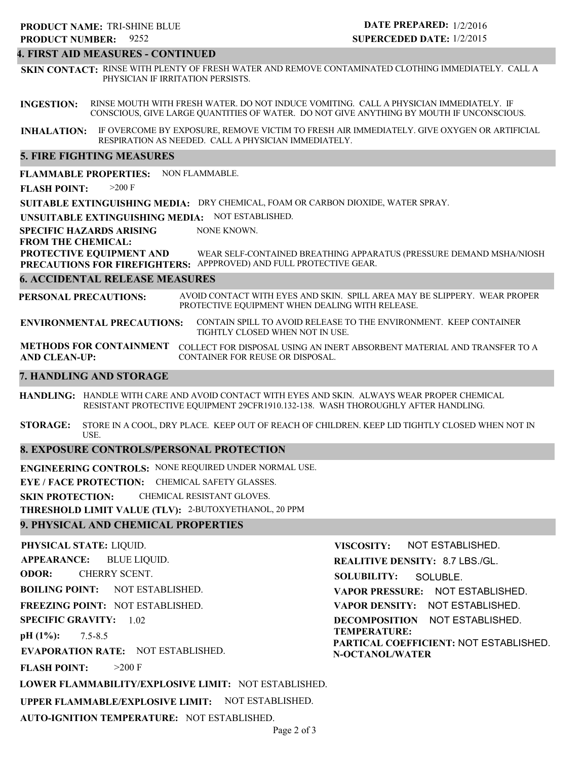**PRODUCT NAME:** TRI-SHINE BLUE
**PRODUCT NUMBER:** 9252

**DATE PREPARED:** 1/2/2016
**SUPERCEDED DATE:** 1/2/2015

## 4. FIRST AID MEASURES - CONTINUED

**SKIN CONTACT:** RINSE WITH PLENTY OF FRESH WATER AND REMOVE CONTAMINATED CLOTHING IMMEDIATELY. CALL A PHYSICIAN IF IRRITATION PERSISTS.

**INGESTION:** RINSE MOUTH WITH FRESH WATER. DO NOT INDUCE VOMITING. CALL A PHYSICIAN IMMEDIATELY. IF CONSCIOUS, GIVE LARGE QUANTITIES OF WATER. DO NOT GIVE ANYTHING BY MOUTH IF UNCONSCIOUS.

**INHALATION:** IF OVERCOME BY EXPOSURE, REMOVE VICTIM TO FRESH AIR IMMEDIATELY. GIVE OXYGEN OR ARTIFICIAL RESPIRATION AS NEEDED. CALL A PHYSICIAN IMMEDIATELY.

## 5. FIRE FIGHTING MEASURES

**FLAMMABLE PROPERTIES:** NON FLAMMABLE.

**FLASH POINT:** >200 F

**SUITABLE EXTINGUISHING MEDIA:** DRY CHEMICAL, FOAM OR CARBON DIOXIDE, WATER SPRAY.

**UNSUITABLE EXTINGUISHING MEDIA:** NOT ESTABLISHED.

**SPECIFIC HAZARDS ARISING FROM THE CHEMICAL:** NONE KNOWN.

**PROTECTIVE EQUIPMENT AND PRECAUTIONS FOR FIREFIGHTERS:** WEAR SELF-CONTAINED BREATHING APPARATUS (PRESSURE DEMAND MSHA/NIOSH APPPROVED) AND FULL PROTECTIVE GEAR.

## 6. ACCIDENTAL RELEASE MEASURES

**PERSONAL PRECAUTIONS:** AVOID CONTACT WITH EYES AND SKIN. SPILL AREA MAY BE SLIPPERY. WEAR PROPER PROTECTIVE EQUIPMENT WHEN DEALING WITH RELEASE.

**ENVIRONMENTAL PRECAUTIONS:** CONTAIN SPILL TO AVOID RELEASE TO THE ENVIRONMENT. KEEP CONTAINER TIGHTLY CLOSED WHEN NOT IN USE.

**METHODS FOR CONTAINMENT AND CLEAN-UP:** COLLECT FOR DISPOSAL USING AN INERT ABSORBENT MATERIAL AND TRANSFER TO A CONTAINER FOR REUSE OR DISPOSAL.

## 7. HANDLING AND STORAGE

**HANDLING:** HANDLE WITH CARE AND AVOID CONTACT WITH EYES AND SKIN. ALWAYS WEAR PROPER CHEMICAL RESISTANT PROTECTIVE EQUIPMENT 29CFR1910.132-138. WASH THOROUGHLY AFTER HANDLING.

**STORAGE:** STORE IN A COOL, DRY PLACE. KEEP OUT OF REACH OF CHILDREN. KEEP LID TIGHTLY CLOSED WHEN NOT IN USE.

## 8. EXPOSURE CONTROLS/PERSONAL PROTECTION

**ENGINEERING CONTROLS:** NONE REQUIRED UNDER NORMAL USE.

**EYE / FACE PROTECTION:** CHEMICAL SAFETY GLASSES.

**SKIN PROTECTION:** CHEMICAL RESISTANT GLOVES.

**THRESHOLD LIMIT VALUE (TLV):** 2-BUTOXYETHANOL, 20 PPM

## 9. PHYSICAL AND CHEMICAL PROPERTIES

**PHYSICAL STATE:** LIQUID.

**APPEARANCE:** BLUE LIQUID.

**ODOR:** CHERRY SCENT.

**BOILING POINT:** NOT ESTABLISHED.

**FREEZING POINT:** NOT ESTABLISHED.

**SPECIFIC GRAVITY:** 1.02

**pH (1%):** 7.5-8.5

**EVAPORATION RATE:** NOT ESTABLISHED.

**FLASH POINT:** >200 F

**LOWER FLAMMABILITY/EXPLOSIVE LIMIT:** NOT ESTABLISHED.

**UPPER FLAMMABLE/EXPLOSIVE LIMIT:** NOT ESTABLISHED.

**AUTO-IGNITION TEMPERATURE:** NOT ESTABLISHED.

**VISCOSITY:** NOT ESTABLISHED.

**REALITIVE DENSITY:** 8.7 LBS./GL.

**SOLUBILITY:** SOLUBLE.

**VAPOR PRESSURE:** NOT ESTABLISHED.

**VAPOR DENSITY:** NOT ESTABLISHED.

**DECOMPOSITION TEMPERATURE:** NOT ESTABLISHED.

**PARTICAL COEFFICIENT: N-OCTANOL/WATER** NOT ESTABLISHED.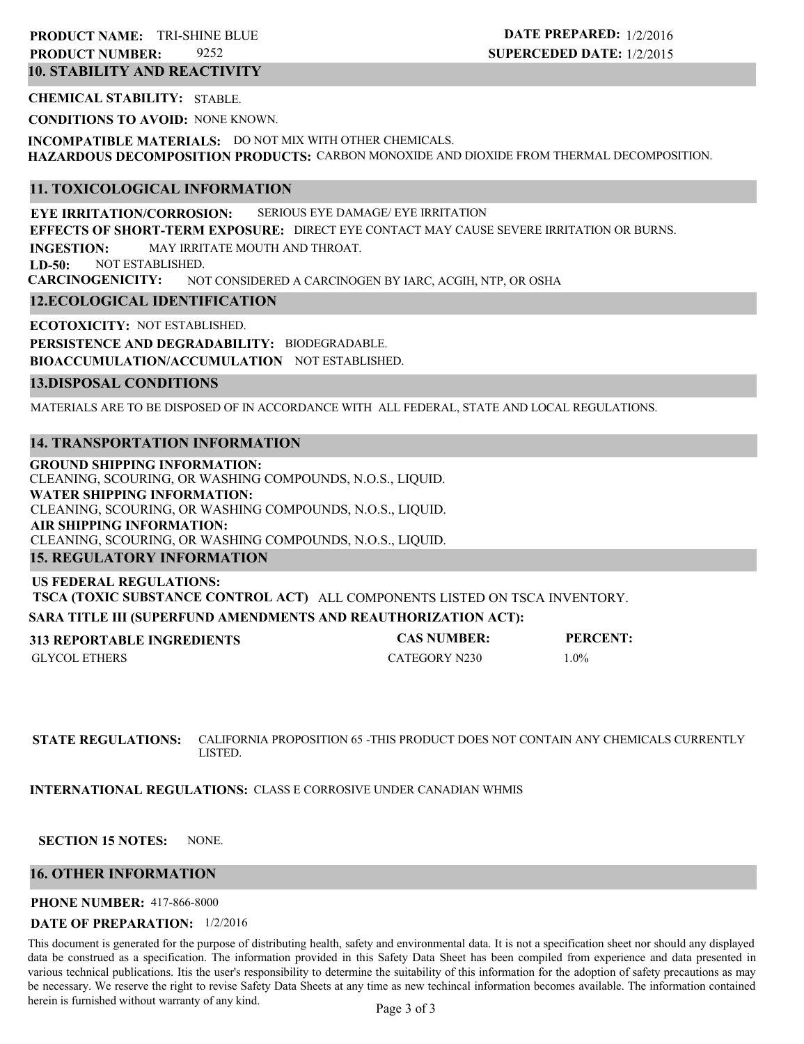**PRODUCT NAME:** TRI-SHINE BLUE
**PRODUCT NUMBER:** 9252

**DATE PREPARED:** 1/2/2016
**SUPERCEDED DATE:** 1/2/2015

## 10. STABILITY AND REACTIVITY

**CHEMICAL STABILITY:** STABLE.

**CONDITIONS TO AVOID:** NONE KNOWN.

**INCOMPATIBLE MATERIALS:** DO NOT MIX WITH OTHER CHEMICALS.

**HAZARDOUS DECOMPOSITION PRODUCTS:** CARBON MONOXIDE AND DIOXIDE FROM THERMAL DECOMPOSITION.

## 11. TOXICOLOGICAL INFORMATION

**EYE IRRITATION/CORROSION:** SERIOUS EYE DAMAGE/ EYE IRRITATION

**EFFECTS OF SHORT-TERM EXPOSURE:** DIRECT EYE CONTACT MAY CAUSE SEVERE IRRITATION OR BURNS.

**INGESTION:** MAY IRRITATE MOUTH AND THROAT.

**LD-50:** NOT ESTABLISHED.

**CARCINOGENICITY:** NOT CONSIDERED A CARCINOGEN BY IARC, ACGIH, NTP, OR OSHA

## 12.ECOLOGICAL IDENTIFICATION

**ECOTOXICITY:** NOT ESTABLISHED.

**PERSISTENCE AND DEGRADABILITY:** BIODEGRADABLE.

**BIOACCUMULATION/ACCUMULATION** NOT ESTABLISHED.

## 13.DISPOSAL CONDITIONS

MATERIALS ARE TO BE DISPOSED OF IN ACCORDANCE WITH ALL FEDERAL, STATE AND LOCAL REGULATIONS.

## 14. TRANSPORTATION INFORMATION

**GROUND SHIPPING INFORMATION:**
CLEANING, SCOURING, OR WASHING COMPOUNDS, N.O.S., LIQUID.

**WATER SHIPPING INFORMATION:**
CLEANING, SCOURING, OR WASHING COMPOUNDS, N.O.S., LIQUID.

**AIR SHIPPING INFORMATION:**
CLEANING, SCOURING, OR WASHING COMPOUNDS, N.O.S., LIQUID.

## 15. REGULATORY INFORMATION

**US FEDERAL REGULATIONS:**

**TSCA (TOXIC SUBSTANCE CONTROL ACT)** ALL COMPONENTS LISTED ON TSCA INVENTORY.

**SARA TITLE III (SUPERFUND AMENDMENTS AND REAUTHORIZATION ACT):**

| 313 REPORTABLE INGREDIENTS | CAS NUMBER: | PERCENT: |
|---|---|---|
| GLYCOL ETHERS | CATEGORY N230 | 1.0% |

**STATE REGULATIONS:** CALIFORNIA PROPOSITION 65 -THIS PRODUCT DOES NOT CONTAIN ANY CHEMICALS CURRENTLY LISTED.

**INTERNATIONAL REGULATIONS:** CLASS E CORROSIVE UNDER CANADIAN WHMIS

**SECTION 15 NOTES:** NONE.

## 16. OTHER INFORMATION

**PHONE NUMBER:** 417-866-8000

**DATE OF PREPARATION:** 1/2/2016

This document is generated for the purpose of distributing health, safety and environmental data. It is not a specification sheet nor should any displayed data be construed as a specification. The information provided in this Safety Data Sheet has been compiled from experience and data presented in various technical publications. Itis the user's responsibility to determine the suitability of this information for the adoption of safety precautions as may be necessary. We reserve the right to revise Safety Data Sheets at any time as new techincal information becomes available. The information contained herein is furnished without warranty of any kind.